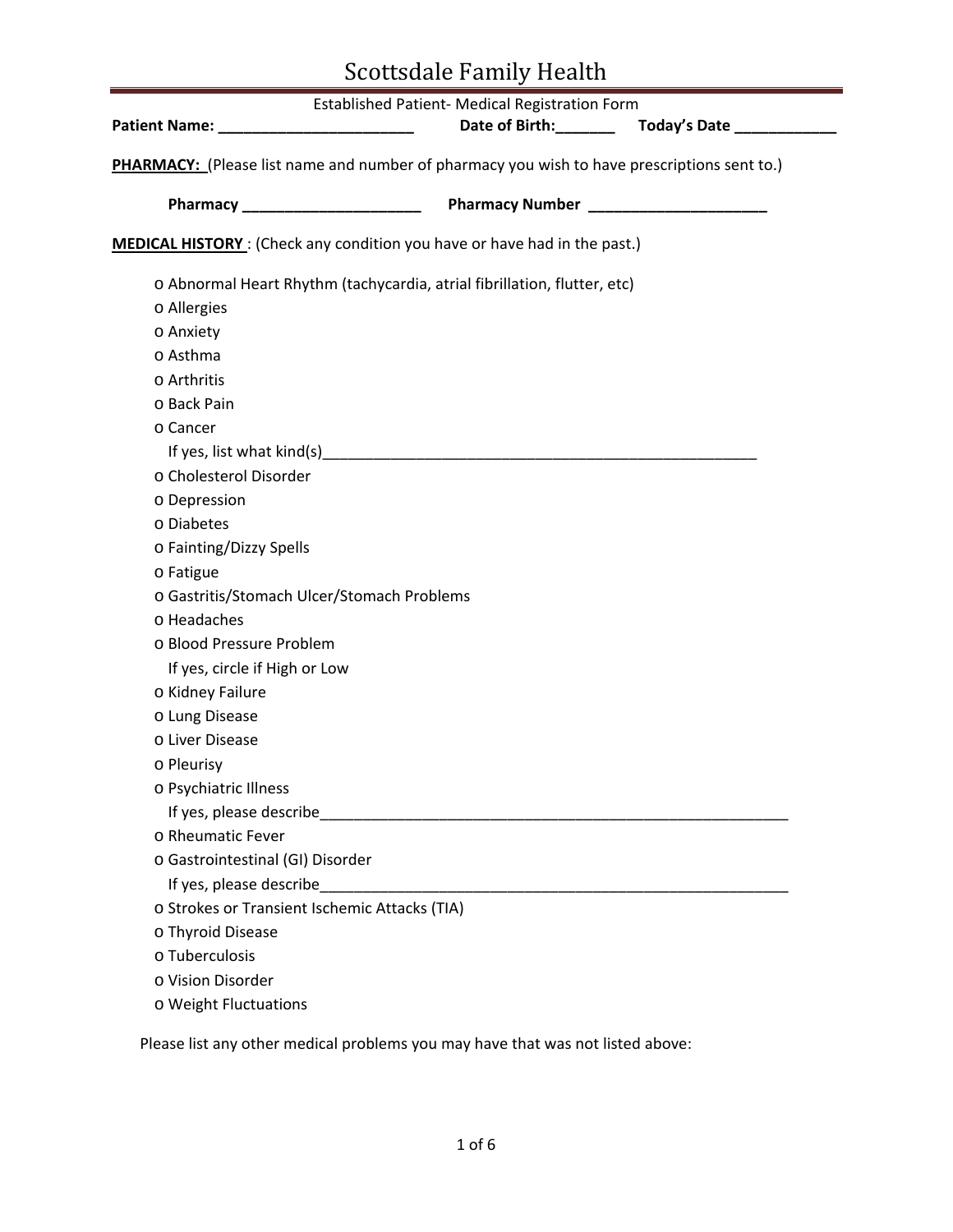# Scottsdale Family Health

Established Patient- Medical Registration Form

**Patient Name: _______________________** **Date of Birth:_______** **Today's Date ____________**

**PHARMACY:** (Please list name and number of pharmacy you wish to have prescriptions sent to.)

**Pharmacy _____________________** **Pharmacy Number _____________________**

**MEDICAL HISTORY** : (Check any condition you have or have had in the past.)

- o Abnormal Heart Rhythm (tachycardia, atrial fibrillation, flutter, etc)
- o Allergies
- o Anxiety
- o Asthma
- o Arthritis
- o Back Pain
- o Cancer
  If yes, list what kind(s)_______________________________________________________
- o Cholesterol Disorder
- o Depression
- o Diabetes
- o Fainting/Dizzy Spells
- o Fatigue
- o Gastritis/Stomach Ulcer/Stomach Problems
- o Headaches
- o Blood Pressure Problem
  If yes, circle if High or Low
- o Kidney Failure
- o Lung Disease
- o Liver Disease
- o Pleurisy
- o Psychiatric Illness
  If yes, please describe__________________________________________________________
- o Rheumatic Fever
- o Gastrointestinal (GI) Disorder
  If yes, please describe__________________________________________________________
- o Strokes or Transient Ischemic Attacks (TIA)
- o Thyroid Disease
- o Tuberculosis
- o Vision Disorder
- o Weight Fluctuations

Please list any other medical problems you may have that was not listed above: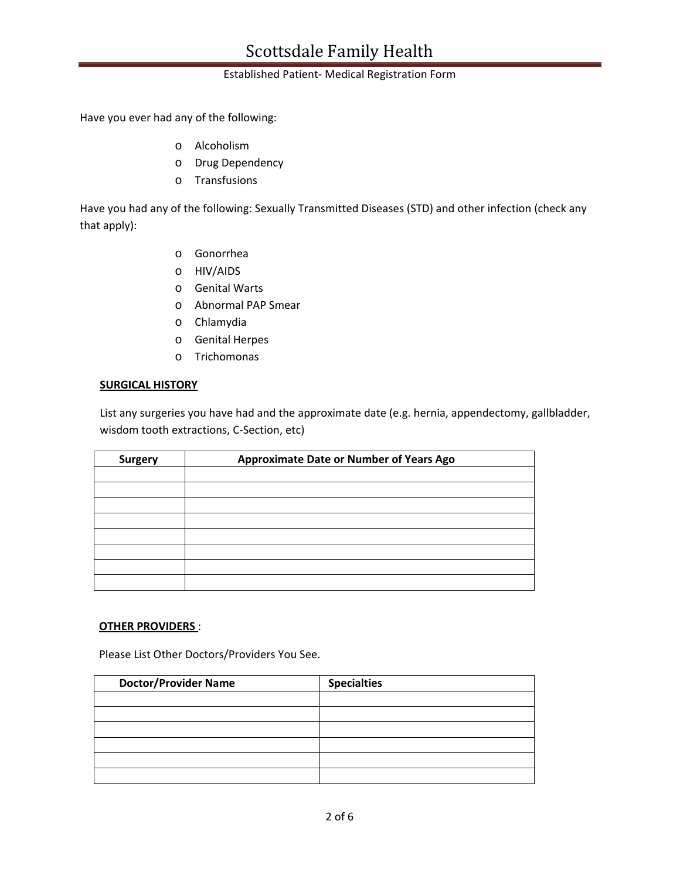Have you ever had any of the following:

- Alcoholism
- Drug Dependency
- Transfusions

Have you had any of the following: Sexually Transmitted Diseases (STD) and other infection (check any that apply):

- Gonorrhea
- HIV/AIDS
- Genital Warts
- Abnormal PAP Smear
- Chlamydia
- Genital Herpes
- Trichomonas

**SURGICAL HISTORY**

List any surgeries you have had and the approximate date (e.g. hernia, appendectomy, gallbladder, wisdom tooth extractions, C-Section, etc)

| Surgery | Approximate Date or Number of Years Ago |
|---|---|
| | |
| | |
| | |
| | |
| | |
| | |
| | |
| | |

**OTHER PROVIDERS** :

Please List Other Doctors/Providers You See.

| Doctor/Provider Name | Specialties |
|---|---|
| | |
| | |
| | |
| | |
| | |
| | |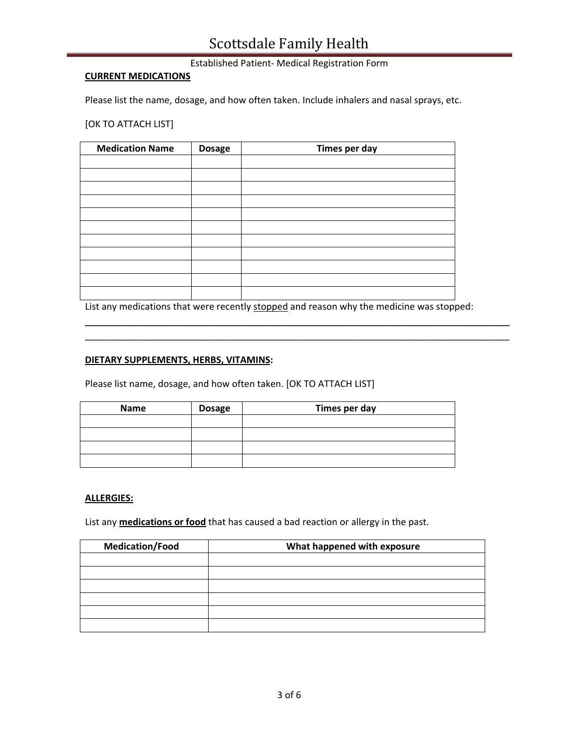# Scottsdale Family Health

Established Patient- Medical Registration Form

**CURRENT MEDICATIONS**

Please list the name, dosage, and how often taken. Include inhalers and nasal sprays, etc.

[OK TO ATTACH LIST]

| Medication Name | Dosage | Times per day |
|---|---|---|
| | | |
| | | |
| | | |
| | | |
| | | |
| | | |
| | | |
| | | |
| | | |
| | | |
| | | |

List any medications that were recently stopped and reason why the medicine was stopped:

______________________________________________________________________________

______________________________________________________________________________

**DIETARY SUPPLEMENTS, HERBS, VITAMINS:**

Please list name, dosage, and how often taken. [OK TO ATTACH LIST]

| Name | Dosage | Times per day |
|---|---|---|
| | | |
| | | |
| | | |
| | | |

**ALLERGIES:**

List any **medications or food** that has caused a bad reaction or allergy in the past.

| Medication/Food | What happened with exposure |
|---|---|
| | |
| | |
| | |
| | |
| | |
| | |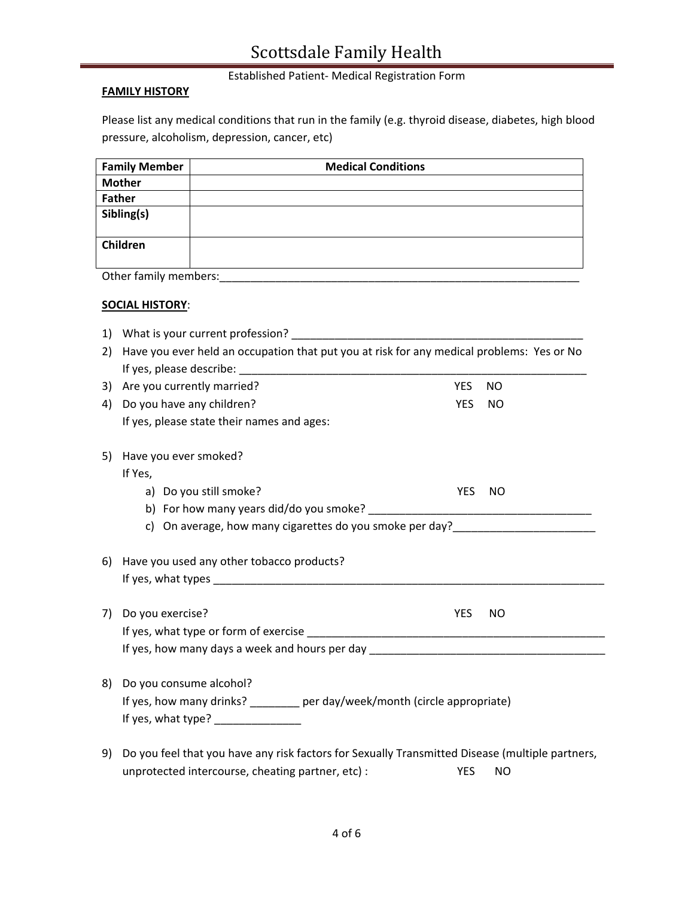# Scottsdale Family Health

Established Patient- Medical Registration Form

**FAMILY HISTORY**

Please list any medical conditions that run in the family (e.g. thyroid disease, diabetes, high blood pressure, alcoholism, depression, cancer, etc)

| Family Member | Medical Conditions |
|---|---|
| **Mother** | |
| **Father** | |
| **Sibling(s)** | |
| **Children** | |

Other family members:_____________________________________________________________

**SOCIAL HISTORY**:

1) What is your current profession? _________________________________________________
2) Have you ever held an occupation that put you at risk for any medical problems: Yes or No
   If yes, please describe: _________________________________________________________
3) Are you currently married? YES NO
4) Do you have any children? YES NO
   If yes, please state their names and ages:

5) Have you ever smoked?
   If Yes,
   a) Do you still smoke? YES NO
   b) For how many years did/do you smoke? _____________________________________
   c) On average, how many cigarettes do you smoke per day?_______________________

6) Have you used any other tobacco products?
   If yes, what types _________________________________________________________________

7) Do you exercise? YES NO
   If yes, what type or form of exercise ____________________________________________________
   If yes, how many days a week and hours per day ________________________________________

8) Do you consume alcohol?
   If yes, how many drinks? ________ per day/week/month (circle appropriate)
   If yes, what type? ______________

9) Do you feel that you have any risk factors for Sexually Transmitted Disease (multiple partners, unprotected intercourse, cheating partner, etc) : YES NO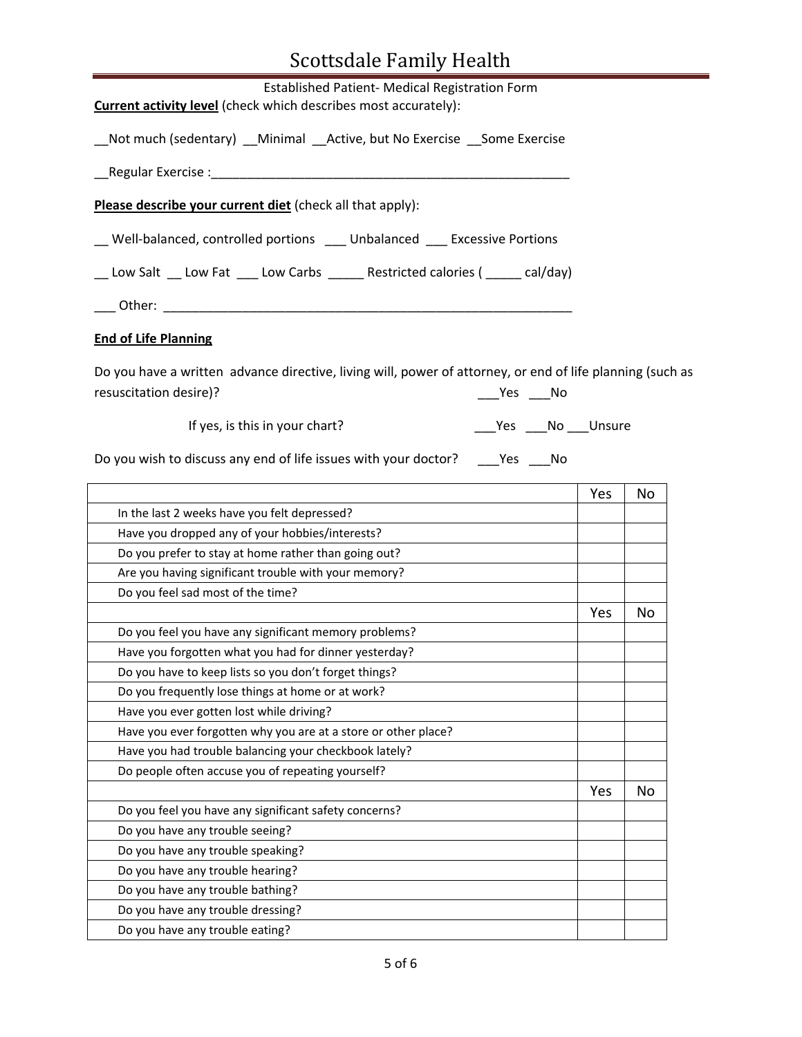# Scottsdale Family Health

Established Patient- Medical Registration Form

**Current activity level** (check which describes most accurately):

__Not much (sedentary) __Minimal __Active, but No Exercise __Some Exercise

__Regular Exercise :___________________________________________________

**Please describe your current diet** (check all that apply):

__ Well-balanced, controlled portions ___ Unbalanced ___ Excessive Portions

__ Low Salt __ Low Fat ___ Low Carbs _____ Restricted calories ( _____ cal/day)

___ Other: ___________________________________________________________

**End of Life Planning**

Do you have a written advance directive, living will, power of attorney, or end of life planning (such as resuscitation desire)? ___Yes ___No

If yes, is this in your chart? ___Yes ___No ___Unsure

Do you wish to discuss any end of life issues with your doctor? ___Yes ___No

| | Yes | No |
|---|---|---|
| In the last 2 weeks have you felt depressed? | | |
| Have you dropped any of your hobbies/interests? | | |
| Do you prefer to stay at home rather than going out? | | |
| Are you having significant trouble with your memory? | | |
| Do you feel sad most of the time? | | |
| | Yes | No |
| Do you feel you have any significant memory problems? | | |
| Have you forgotten what you had for dinner yesterday? | | |
| Do you have to keep lists so you don't forget things? | | |
| Do you frequently lose things at home or at work? | | |
| Have you ever gotten lost while driving? | | |
| Have you ever forgotten why you are at a store or other place? | | |
| Have you had trouble balancing your checkbook lately? | | |
| Do people often accuse you of repeating yourself? | | |
| | Yes | No |
| Do you feel you have any significant safety concerns? | | |
| Do you have any trouble seeing? | | |
| Do you have any trouble speaking? | | |
| Do you have any trouble hearing? | | |
| Do you have any trouble bathing? | | |
| Do you have any trouble dressing? | | |
| Do you have any trouble eating? | | |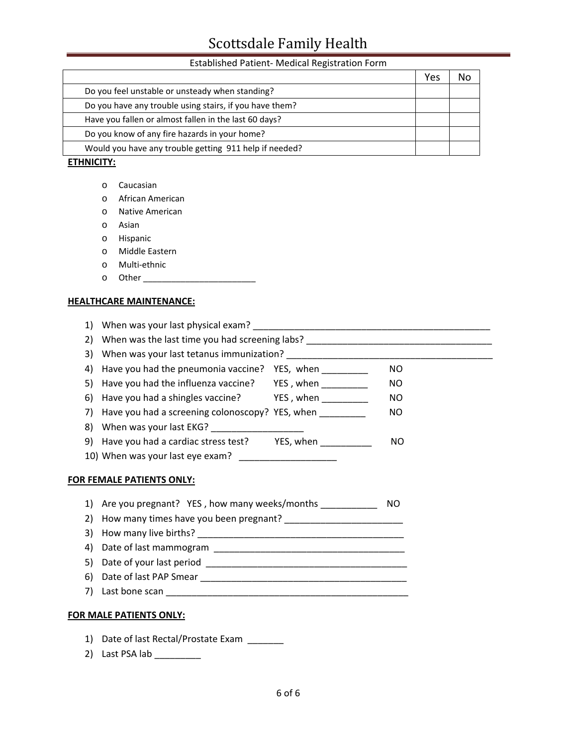# Scottsdale Family Health

Established Patient- Medical Registration Form

| | Yes | No |
|---|---|---|
| Do you feel unstable or unsteady when standing? | | |
| Do you have any trouble using stairs, if you have them? | | |
| Have you fallen or almost fallen in the last 60 days? | | |
| Do you know of any fire hazards in your home? | | |
| Would you have any trouble getting 911 help if needed? | | |

**ETHNICITY:**

- o Caucasian
- o African American
- o Native American
- o Asian
- o Hispanic
- o Middle Eastern
- o Multi-ethnic
- o Other ________________________

**HEALTHCARE MAINTENANCE:**

1) When was your last physical exam? ________________________________________________
2) When was the last time you had screening labs? _____________________________________
3) When was your last tetanus immunization? __________________________________________
4) Have you had the pneumonia vaccine? YES, when _________ NO
5) Have you had the influenza vaccine? YES , when _________ NO
6) Have you had a shingles vaccine? YES , when _________ NO
7) Have you had a screening colonoscopy? YES, when _________ NO
8) When was your last EKG? __________________
9) Have you had a cardiac stress test? YES, when __________ NO
10) When was your last eye exam? ___________________

**FOR FEMALE PATIENTS ONLY:**

1) Are you pregnant? YES , how many weeks/months ___________ NO
2) How many times have you been pregnant? _______________________
3) How many live births? _________________________________________
4) Date of last mammogram ______________________________________
5) Date of your last period ________________________________________
6) Date of last PAP Smear _________________________________________
7) Last bone scan _________________________________________________

**FOR MALE PATIENTS ONLY:**

1) Date of last Rectal/Prostate Exam _______
2) Last PSA lab _________